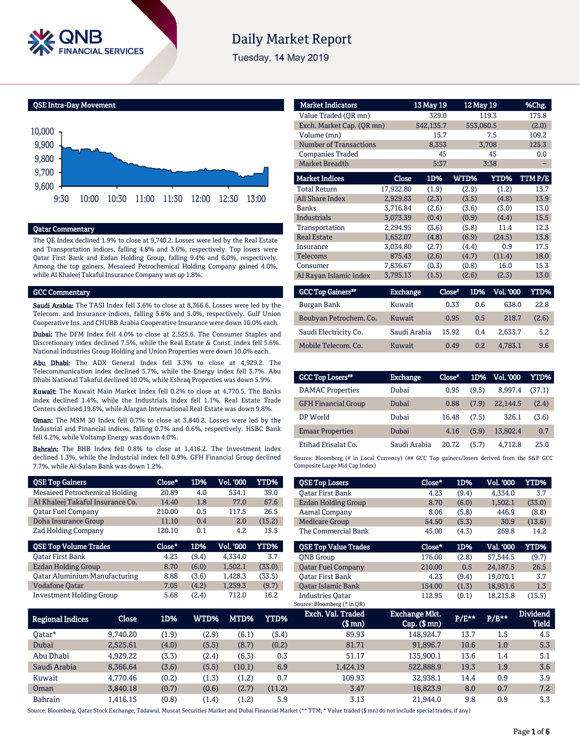# Daily Market Report

Tuesday, 14 May 2019

## QSE Intra-Day Movement

## Qatar Commentary

The QE Index declined 1.9% to close at 9,740.2. Losses were led by the Real Estate and Transportation indices, falling 4.8% and 3.6%, respectively. Top losers were Qatar First Bank and Ezdan Holding Group, falling 9.4% and 6.0%, respectively. Among the top gainers, Mesaieed Petrochemical Holding Company gained 4.0%, while Al Khaleej Takaful Insurance Company was up 1.8%.

## GCC Commentary

**Saudi Arabia:** The TASI Index fell 3.6% to close at 8,366.6. Losses were led by the Telecom. and Insurance indices, falling 5.6% and 5.0%, respectively. Gulf Union Cooperative Ins. and CHUBB Arabia Cooperative Insurance were down 10.0% each.

**Dubai:** The DFM Index fell 4.0% to close at 2,525.6. The Consumer Staples and Discretionary index declined 7.5%, while the Real Estate & Const. index fell 5.6%. National Industries Group Holding and Union Properties were down 10.0% each.

**Abu Dhabi:** The ADX General Index fell 3.3% to close at 4,929.2. The Telecommunication index declined 5.7%, while the Energy index fell 3.7%. Abu Dhabi National Takaful declined 10.0%, while Eshraq Properties was down 5.9%.

**Kuwait:** The Kuwait Main Market Index fell 0.2% to close at 4,770.5. The Banks index declined 1.4%, while the Industrials index fell 1.1%. Real Estate Trade Centers declined 19.6%, while Alargan International Real Estate was down 9.8%.

**Oman:** The MSM 30 Index fell 0.7% to close at 3,840.2. Losses were led by the Industrial and Financial indices, falling 0.7% and 0.6%, respectively. HSBC Bank fell 4.2%, while Voltamp Energy was down 4.0%.

**Bahrain:** The BHB Index fell 0.8% to close at 1,416.2. The Investment index declined 1.3%, while the Industrial index fell 0.9%. GFH Financial Group declined 7.7%, while Al-Salam Bank was down 1.2%.

| Market Indicators | 13 May 19 | 12 May 19 | %Chg. |
|---|---|---|---|
| Value Traded (QR mn) | 329.0 | 119.3 | 175.8 |
| Exch. Market Cap. (QR mn) | 542,135.7 | 553,060.5 | (2.0) |
| Volume (mn) | 15.7 | 7.5 | 109.2 |
| Number of Transactions | 8,353 | 3,708 | 125.3 |
| Companies Traded | 45 | 45 | 0.0 |
| Market Breadth | 5:37 | 3:38 | – |

| Market Indices | Close | 1D% | WTD% | YTD% | TTM P/E |
|---|---|---|---|---|---|
| Total Return | 17,922.80 | (1.9) | (2.9) | (1.2) | 13.7 |
| All Share Index | 2,929.83 | (2.3) | (3.5) | (4.8) | 13.9 |
| Banks | 3,716.84 | (2.6) | (3.6) | (3.0) | 13.0 |
| Industrials | 3,073.39 | (0.4) | (0.9) | (4.4) | 15.5 |
| Transportation | 2,294.95 | (3.6) | (5.8) | 11.4 | 12.3 |
| Real Estate | 1,652.07 | (4.8) | (6.9) | (24.5) | 13.8 |
| Insurance | 3,034.80 | (2.7) | (4.4) | 0.9 | 17.5 |
| Telecoms | 875.43 | (2.6) | (4.7) | (11.4) | 18.0 |
| Consumer | 7,836.67 | (0.3) | (0.8) | 16.0 | 15.3 |
| Al Rayan Islamic Index | 3,795.13 | (1.5) | (2.6) | (2.3) | 13.0 |

| GCC Top Gainers## | Exchange | Close# | 1D% | Vol. '000 | YTD% |
|---|---|---|---|---|---|
| Burgan Bank | Kuwait | 0.33 | 0.6 | 638.0 | 22.8 |
| Boubyan Petrochem. Co. | Kuwait | 0.95 | 0.5 | 218.7 | (2.6) |
| Saudi Electricity Co. | Saudi Arabia | 15.92 | 0.4 | 2,633.7 | 5.2 |
| Mobile Telecom. Co. | Kuwait | 0.49 | 0.2 | 4,783.1 | 9.6 |

| GCC Top Losers## | Exchange | Close# | 1D% | Vol. '000 | YTD% |
|---|---|---|---|---|---|
| DAMAC Properties | Dubai | 0.95 | (9.5) | 8,997.4 | (37.1) |
| GFH Financial Group | Dubai | 0.88 | (7.9) | 22,144.5 | (2.4) |
| DP World | Dubai | 16.48 | (7.5) | 326.1 | (3.6) |
| Emaar Properties | Dubai | 4.16 | (5.9) | 13,802.4 | 0.7 |
| Etihad Etisalat Co. | Saudi Arabia | 20.72 | (5.7) | 4,712.8 | 25.0 |

Source: Bloomberg (# in Local Currency) (## GCC Top gainers/losers derived from the S&P GCC Composite Large Mid Cap Index)

| QSE Top Gainers | Close* | 1D% | Vol. '000 | YTD% |
|---|---|---|---|---|
| Mesaieed Petrochemical Holding | 20.89 | 4.0 | 534.1 | 39.0 |
| Al Khaleej Takaful Insurance Co. | 14.40 | 1.8 | 77.0 | 67.6 |
| Qatar Fuel Company | 210.00 | 0.5 | 117.5 | 26.5 |
| Doha Insurance Group | 11.10 | 0.4 | 2.0 | (15.2) |
| Zad Holding Company | 120.10 | 0.1 | 4.2 | 15.5 |

| QSE Top Losers | Close* | 1D% | Vol. '000 | YTD% |
|---|---|---|---|---|
| Qatar First Bank | 4.23 | (9.4) | 4,334.0 | 3.7 |
| Ezdan Holding Group | 8.70 | (6.0) | 1,502.1 | (33.0) |
| Aamal Company | 8.06 | (5.8) | 446.9 | (8.8) |
| Medicare Group | 54.50 | (5.3) | 30.9 | (13.6) |
| The Commercial Bank | 45.00 | (4.3) | 269.8 | 14.2 |

| QSE Top Volume Trades | Close* | 1D% | Vol. '000 | YTD% |
|---|---|---|---|---|
| Qatar First Bank | 4.23 | (9.4) | 4,334.0 | 3.7 |
| Ezdan Holding Group | 8.70 | (6.0) | 1,502.1 | (33.0) |
| Qatar Aluminium Manufacturing | 8.88 | (3.6) | 1,428.3 | (33.5) |
| Vodafone Qatar | 7.05 | (4.2) | 1,259.3 | (9.7) |
| Investment Holding Group | 5.68 | (2.4) | 712.0 | 16.2 |

| QSE Top Value Trades | Close* | 1D% | Val. '000 | YTD% |
|---|---|---|---|---|
| QNB Group | 176.00 | (2.8) | 57,544.5 | (9.7) |
| Qatar Fuel Company | 210.00 | 0.5 | 24,187.5 | 26.5 |
| Qatar First Bank | 4.23 | (9.4) | 19,070.1 | 3.7 |
| Qatar Islamic Bank | 154.00 | (1.3) | 18,951.6 | 1.3 |
| Industries Qatar | 112.95 | (0.1) | 18,215.8 | (15.5) |

Source: Bloomberg (* in QR)

| Regional Indices | Close | 1D% | WTD% | MTD% | YTD% | Exch. Val. Traded ($ mn) | Exchange Mkt. Cap. ($ mn) | P/E** | P/B** | Dividend Yield |
|---|---|---|---|---|---|---|---|---|---|---|
| Qatar* | 9,740.20 | (1.9) | (2.9) | (6.1) | (5.4) | 89.93 | 148,924.7 | 13.7 | 1.5 | 4.5 |
| Dubai | 2,525.61 | (4.0) | (5.5) | (8.7) | (0.2) | 81.71 | 91,896.7 | 10.6 | 1.0 | 5.3 |
| Abu Dhabi | 4,929.22 | (3.3) | (2.4) | (6.3) | 0.3 | 51.17 | 135,900.1 | 13.6 | 1.4 | 5.1 |
| Saudi Arabia | 8,366.64 | (3.6) | (5.5) | (10.1) | 6.9 | 1,424.19 | 522,888.9 | 19.3 | 1.9 | 3.6 |
| Kuwait | 4,770.46 | (0.2) | (1.3) | (1.2) | 0.7 | 109.93 | 32,938.1 | 14.4 | 0.9 | 3.9 |
| Oman | 3,840.18 | (0.7) | (0.6) | (2.7) | (11.2) | 3.47 | 16,823.9 | 8.0 | 0.7 | 7.2 |
| Bahrain | 1,416.15 | (0.8) | (1.4) | (1.2) | 5.9 | 3.13 | 21,944.0 | 9.8 | 0.9 | 5.3 |

Source: Bloomberg, Qatar Stock Exchange, Tadawul, Muscat Securities Market and Dubai Financial Market (** TTM; * Value traded ($ mn) do not include special trades, if any)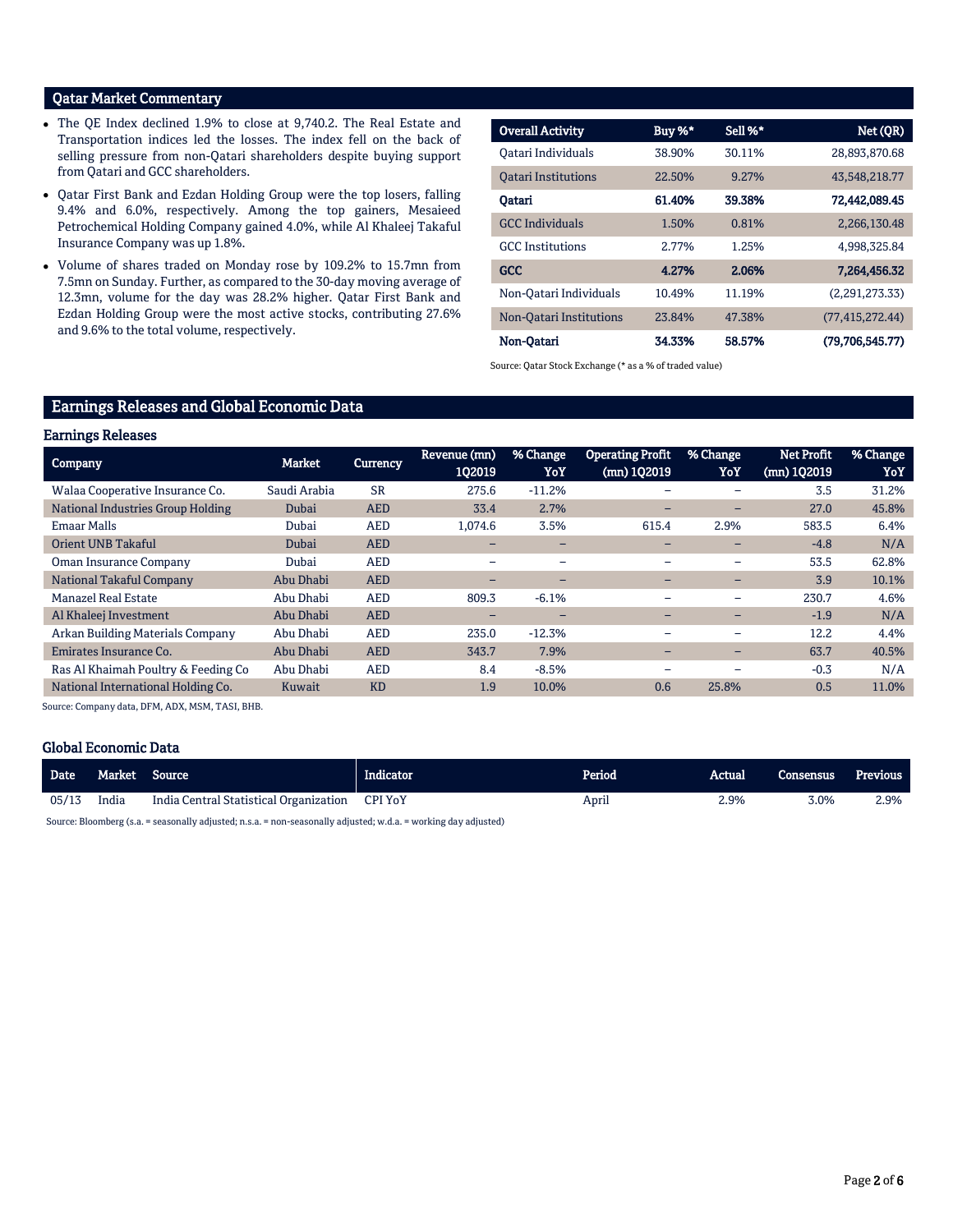## Qatar Market Commentary

- The QE Index declined 1.9% to close at 9,740.2. The Real Estate and Transportation indices led the losses. The index fell on the back of selling pressure from non-Qatari shareholders despite buying support from Qatari and GCC shareholders.
- Qatar First Bank and Ezdan Holding Group were the top losers, falling 9.4% and 6.0%, respectively. Among the top gainers, Mesaieed Petrochemical Holding Company gained 4.0%, while Al Khaleej Takaful Insurance Company was up 1.8%.
- Volume of shares traded on Monday rose by 109.2% to 15.7mn from 7.5mn on Sunday. Further, as compared to the 30-day moving average of 12.3mn, volume for the day was 28.2% higher. Qatar First Bank and Ezdan Holding Group were the most active stocks, contributing 27.6% and 9.6% to the total volume, respectively.

| Overall Activity | Buy %* | Sell %* | Net (QR) |
|---|---|---|---|
| Qatari Individuals | 38.90% | 30.11% | 28,893,870.68 |
| Qatari Institutions | 22.50% | 9.27% | 43,548,218.77 |
| **Qatari** | **61.40%** | **39.38%** | **72,442,089.45** |
| GCC Individuals | 1.50% | 0.81% | 2,266,130.48 |
| GCC Institutions | 2.77% | 1.25% | 4,998,325.84 |
| **GCC** | **4.27%** | **2.06%** | **7,264,456.32** |
| Non-Qatari Individuals | 10.49% | 11.19% | (2,291,273.33) |
| Non-Qatari Institutions | 23.84% | 47.38% | (77,415,272.44) |
| **Non-Qatari** | **34.33%** | **58.57%** | **(79,706,545.77)** |

Source: Qatar Stock Exchange (* as a % of traded value)

## Earnings Releases and Global Economic Data

### Earnings Releases

| Company | Market | Currency | Revenue (mn) 1Q2019 | % Change YoY | Operating Profit (mn) 1Q2019 | % Change YoY | Net Profit (mn) 1Q2019 | % Change YoY |
|---|---|---|---|---|---|---|---|---|
| Walaa Cooperative Insurance Co. | Saudi Arabia | SR | 275.6 | -11.2% | – | – | 3.5 | 31.2% |
| National Industries Group Holding | Dubai | AED | 33.4 | 2.7% | – | – | 27.0 | 45.8% |
| Emaar Malls | Dubai | AED | 1,074.6 | 3.5% | 615.4 | 2.9% | 583.5 | 6.4% |
| Orient UNB Takaful | Dubai | AED | – | – | – | – | -4.8 | N/A |
| Oman Insurance Company | Dubai | AED | – | – | – | – | 53.5 | 62.8% |
| National Takaful Company | Abu Dhabi | AED | – | – | – | – | 3.9 | 10.1% |
| Manazel Real Estate | Abu Dhabi | AED | 809.3 | -6.1% | – | – | 230.7 | 4.6% |
| Al Khaleej Investment | Abu Dhabi | AED | – | – | – | – | -1.9 | N/A |
| Arkan Building Materials Company | Abu Dhabi | AED | 235.0 | -12.3% | – | – | 12.2 | 4.4% |
| Emirates Insurance Co. | Abu Dhabi | AED | 343.7 | 7.9% | – | – | 63.7 | 40.5% |
| Ras Al Khaimah Poultry & Feeding Co | Abu Dhabi | AED | 8.4 | -8.5% | – | – | -0.3 | N/A |
| National International Holding Co. | Kuwait | KD | 1.9 | 10.0% | 0.6 | 25.8% | 0.5 | 11.0% |

Source: Company data, DFM, ADX, MSM, TASI, BHB.

### Global Economic Data

| Date | Market | Source | Indicator | Period | Actual | Consensus | Previous |
|---|---|---|---|---|---|---|---|
| 05/13 | India | India Central Statistical Organization | CPI YoY | April | 2.9% | 3.0% | 2.9% |

Source: Bloomberg (s.a. = seasonally adjusted; n.s.a. = non-seasonally adjusted; w.d.a. = working day adjusted)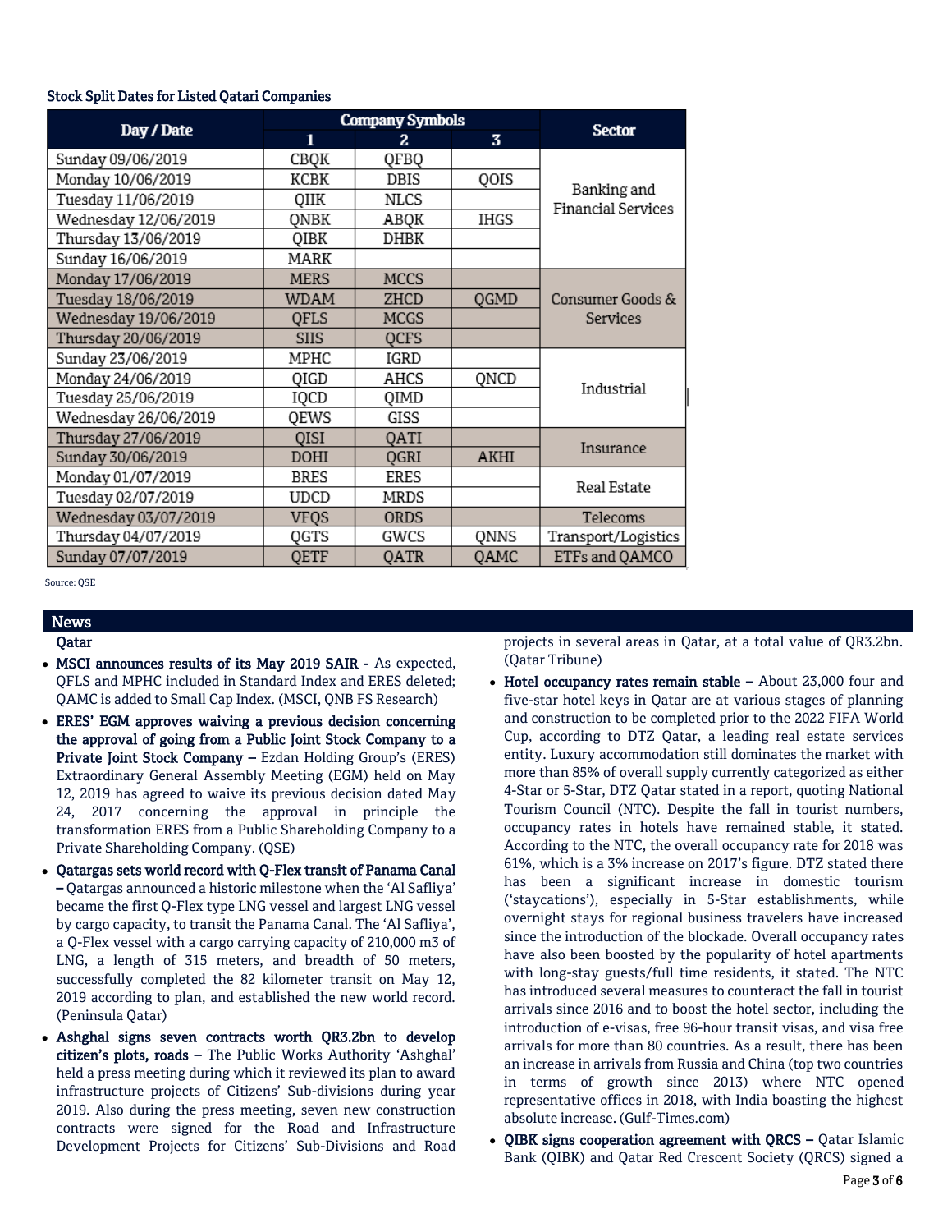### Stock Split Dates for Listed Qatari Companies

| Day / Date | Company Symbols | | | Sector |
|---|---|---|---|---|
| | 1 | 2 | 3 | |
| Sunday 09/06/2019 | CBQK | QFBQ | | Banking and Financial Services |
| Monday 10/06/2019 | KCBK | DBIS | QOIS | |
| Tuesday 11/06/2019 | QIIK | NLCS | | |
| Wednesday 12/06/2019 | QNBK | ABQK | IHGS | |
| Thursday 13/06/2019 | QIBK | DHBK | | |
| Sunday 16/06/2019 | MARK | | | |
| Monday 17/06/2019 | MERS | MCCS | | Consumer Goods & Services |
| Tuesday 18/06/2019 | WDAM | ZHCD | QGMD | |
| Wednesday 19/06/2019 | QFLS | MCGS | | |
| Thursday 20/06/2019 | SIIS | QCFS | | |
| Sunday 23/06/2019 | MPHC | IGRD | | Industrial |
| Monday 24/06/2019 | QIGD | AHCS | QNCD | |
| Tuesday 25/06/2019 | IQCD | QIMD | | |
| Wednesday 26/06/2019 | QEWS | GISS | | |
| Thursday 27/06/2019 | QISI | QATI | | Insurance |
| Sunday 30/06/2019 | DOHI | QGRI | AKHI | |
| Monday 01/07/2019 | BRES | ERES | | Real Estate |
| Tuesday 02/07/2019 | UDCD | MRDS | | |
| Wednesday 03/07/2019 | VFQS | ORDS | | Telecoms |
| Thursday 04/07/2019 | QGTS | GWCS | QNNS | Transport/Logistics |
| Sunday 07/07/2019 | QETF | QATR | QAMC | ETFs and QAMCO |

Source: QSE

## News

### Qatar

- **MSCI announces results of its May 2019 SAIR -** As expected, QFLS and MPHC included in Standard Index and ERES deleted; QAMC is added to Small Cap Index. (MSCI, QNB FS Research)
- **ERES' EGM approves waiving a previous decision concerning the approval of going from a Public Joint Stock Company to a Private Joint Stock Company –** Ezdan Holding Group's (ERES) Extraordinary General Assembly Meeting (EGM) held on May 12, 2019 has agreed to waive its previous decision dated May 24, 2017 concerning the approval in principle the transformation ERES from a Public Shareholding Company to a Private Shareholding Company. (QSE)
- **Qatargas sets world record with Q-Flex transit of Panama Canal –** Qatargas announced a historic milestone when the 'Al Safliya' became the first Q-Flex type LNG vessel and largest LNG vessel by cargo capacity, to transit the Panama Canal. The 'Al Safliya', a Q-Flex vessel with a cargo carrying capacity of 210,000 m3 of LNG, a length of 315 meters, and breadth of 50 meters, successfully completed the 82 kilometer transit on May 12, 2019 according to plan, and established the new world record. (Peninsula Qatar)
- **Ashghal signs seven contracts worth QR3.2bn to develop citizen's plots, roads –** The Public Works Authority 'Ashghal' held a press meeting during which it reviewed its plan to award infrastructure projects of Citizens' Sub-divisions during year 2019. Also during the press meeting, seven new construction contracts were signed for the Road and Infrastructure Development Projects for Citizens' Sub-Divisions and Road projects in several areas in Qatar, at a total value of QR3.2bn. (Qatar Tribune)
- **Hotel occupancy rates remain stable –** About 23,000 four and five-star hotel keys in Qatar are at various stages of planning and construction to be completed prior to the 2022 FIFA World Cup, according to DTZ Qatar, a leading real estate services entity. Luxury accommodation still dominates the market with more than 85% of overall supply currently categorized as either 4-Star or 5-Star, DTZ Qatar stated in a report, quoting National Tourism Council (NTC). Despite the fall in tourist numbers, occupancy rates in hotels have remained stable, it stated. According to the NTC, the overall occupancy rate for 2018 was 61%, which is a 3% increase on 2017's figure. DTZ stated there has been a significant increase in domestic tourism ('staycations'), especially in 5-Star establishments, while overnight stays for regional business travelers have increased since the introduction of the blockade. Overall occupancy rates have also been boosted by the popularity of hotel apartments with long-stay guests/full time residents, it stated. The NTC has introduced several measures to counteract the fall in tourist arrivals since 2016 and to boost the hotel sector, including the introduction of e-visas, free 96-hour transit visas, and visa free arrivals for more than 80 countries. As a result, there has been an increase in arrivals from Russia and China (top two countries in terms of growth since 2013) where NTC opened representative offices in 2018, with India boasting the highest absolute increase. (Gulf-Times.com)
- **QIBK signs cooperation agreement with QRCS –** Qatar Islamic Bank (QIBK) and Qatar Red Crescent Society (QRCS) signed a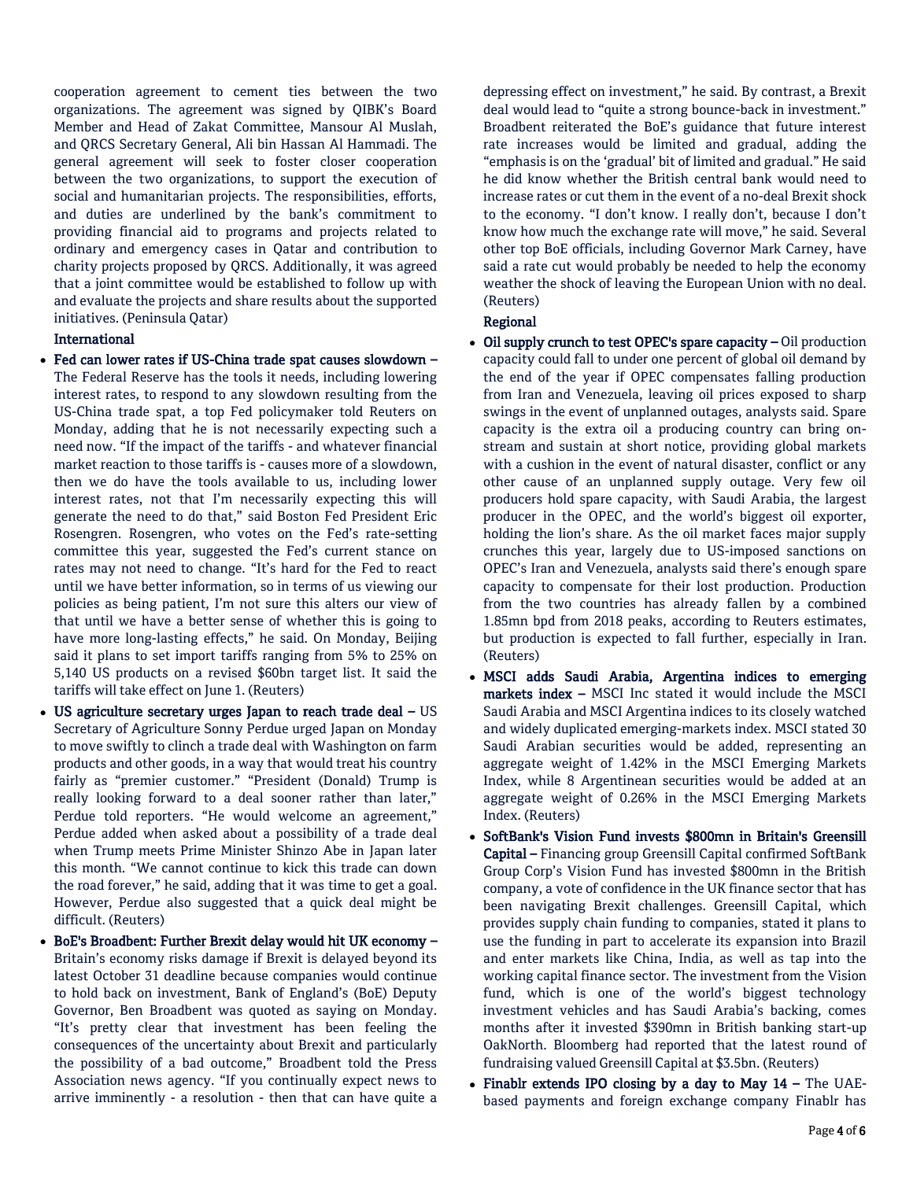cooperation agreement to cement ties between the two organizations. The agreement was signed by QIBK's Board Member and Head of Zakat Committee, Mansour Al Muslah, and QRCS Secretary General, Ali bin Hassan Al Hammadi. The general agreement will seek to foster closer cooperation between the two organizations, to support the execution of social and humanitarian projects. The responsibilities, efforts, and duties are underlined by the bank's commitment to providing financial aid to programs and projects related to ordinary and emergency cases in Qatar and contribution to charity projects proposed by QRCS. Additionally, it was agreed that a joint committee would be established to follow up with and evaluate the projects and share results about the supported initiatives. (Peninsula Qatar)

## International

- **Fed can lower rates if US-China trade spat causes slowdown –** The Federal Reserve has the tools it needs, including lowering interest rates, to respond to any slowdown resulting from the US-China trade spat, a top Fed policymaker told Reuters on Monday, adding that he is not necessarily expecting such a need now. "If the impact of the tariffs - and whatever financial market reaction to those tariffs is - causes more of a slowdown, then we do have the tools available to us, including lower interest rates, not that I'm necessarily expecting this will generate the need to do that," said Boston Fed President Eric Rosengren. Rosengren, who votes on the Fed's rate-setting committee this year, suggested the Fed's current stance on rates may not need to change. "It's hard for the Fed to react until we have better information, so in terms of us viewing our policies as being patient, I'm not sure this alters our view of that until we have a better sense of whether this is going to have more long-lasting effects," he said. On Monday, Beijing said it plans to set import tariffs ranging from 5% to 25% on 5,140 US products on a revised $60bn target list. It said the tariffs will take effect on June 1. (Reuters)
- **US agriculture secretary urges Japan to reach trade deal –** US Secretary of Agriculture Sonny Perdue urged Japan on Monday to move swiftly to clinch a trade deal with Washington on farm products and other goods, in a way that would treat his country fairly as "premier customer." "President (Donald) Trump is really looking forward to a deal sooner rather than later," Perdue told reporters. "He would welcome an agreement," Perdue added when asked about a possibility of a trade deal when Trump meets Prime Minister Shinzo Abe in Japan later this month. "We cannot continue to kick this trade can down the road forever," he said, adding that it was time to get a goal. However, Perdue also suggested that a quick deal might be difficult. (Reuters)
- **BoE's Broadbent: Further Brexit delay would hit UK economy –** Britain's economy risks damage if Brexit is delayed beyond its latest October 31 deadline because companies would continue to hold back on investment, Bank of England's (BoE) Deputy Governor, Ben Broadbent was quoted as saying on Monday. "It's pretty clear that investment has been feeling the consequences of the uncertainty about Brexit and particularly the possibility of a bad outcome," Broadbent told the Press Association news agency. "If you continually expect news to arrive imminently - a resolution - then that can have quite a depressing effect on investment," he said. By contrast, a Brexit deal would lead to "quite a strong bounce-back in investment." Broadbent reiterated the BoE's guidance that future interest rate increases would be limited and gradual, adding the "emphasis is on the 'gradual' bit of limited and gradual." He said he did know whether the British central bank would need to increase rates or cut them in the event of a no-deal Brexit shock to the economy. "I don't know. I really don't, because I don't know how much the exchange rate will move," he said. Several other top BoE officials, including Governor Mark Carney, have said a rate cut would probably be needed to help the economy weather the shock of leaving the European Union with no deal. (Reuters)

## Regional

- **Oil supply crunch to test OPEC's spare capacity –** Oil production capacity could fall to under one percent of global oil demand by the end of the year if OPEC compensates falling production from Iran and Venezuela, leaving oil prices exposed to sharp swings in the event of unplanned outages, analysts said. Spare capacity is the extra oil a producing country can bring on-stream and sustain at short notice, providing global markets with a cushion in the event of natural disaster, conflict or any other cause of an unplanned supply outage. Very few oil producers hold spare capacity, with Saudi Arabia, the largest producer in the OPEC, and the world's biggest oil exporter, holding the lion's share. As the oil market faces major supply crunches this year, largely due to US-imposed sanctions on OPEC's Iran and Venezuela, analysts said there's enough spare capacity to compensate for their lost production. Production from the two countries has already fallen by a combined 1.85mn bpd from 2018 peaks, according to Reuters estimates, but production is expected to fall further, especially in Iran. (Reuters)
- **MSCI adds Saudi Arabia, Argentina indices to emerging markets index –** MSCI Inc stated it would include the MSCI Saudi Arabia and MSCI Argentina indices to its closely watched and widely duplicated emerging-markets index. MSCI stated 30 Saudi Arabian securities would be added, representing an aggregate weight of 1.42% in the MSCI Emerging Markets Index, while 8 Argentinean securities would be added at an aggregate weight of 0.26% in the MSCI Emerging Markets Index. (Reuters)
- **SoftBank's Vision Fund invests $800mn in Britain's Greensill Capital –** Financing group Greensill Capital confirmed SoftBank Group Corp's Vision Fund has invested $800mn in the British company, a vote of confidence in the UK finance sector that has been navigating Brexit challenges. Greensill Capital, which provides supply chain funding to companies, stated it plans to use the funding in part to accelerate its expansion into Brazil and enter markets like China, India, as well as tap into the working capital finance sector. The investment from the Vision fund, which is one of the world's biggest technology investment vehicles and has Saudi Arabia's backing, comes months after it invested $390mn in British banking start-up OakNorth. Bloomberg had reported that the latest round of fundraising valued Greensill Capital at $3.5bn. (Reuters)
- **Finablr extends IPO closing by a day to May 14 –** The UAE-based payments and foreign exchange company Finablr has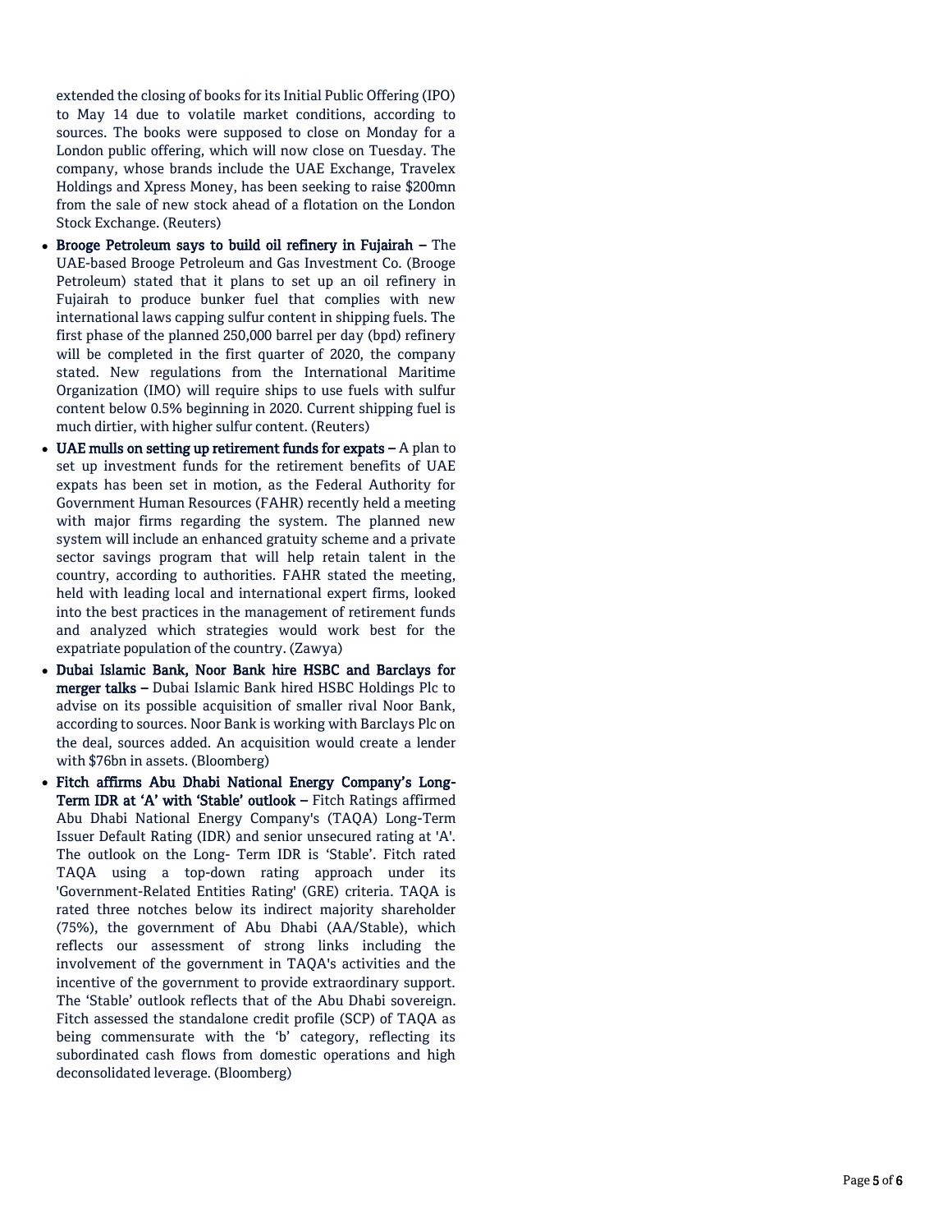extended the closing of books for its Initial Public Offering (IPO) to May 14 due to volatile market conditions, according to sources. The books were supposed to close on Monday for a London public offering, which will now close on Tuesday. The company, whose brands include the UAE Exchange, Travelex Holdings and Xpress Money, has been seeking to raise $200mn from the sale of new stock ahead of a flotation on the London Stock Exchange. (Reuters)

- **Brooge Petroleum says to build oil refinery in Fujairah –** The UAE-based Brooge Petroleum and Gas Investment Co. (Brooge Petroleum) stated that it plans to set up an oil refinery in Fujairah to produce bunker fuel that complies with new international laws capping sulfur content in shipping fuels. The first phase of the planned 250,000 barrel per day (bpd) refinery will be completed in the first quarter of 2020, the company stated. New regulations from the International Maritime Organization (IMO) will require ships to use fuels with sulfur content below 0.5% beginning in 2020. Current shipping fuel is much dirtier, with higher sulfur content. (Reuters)
- **UAE mulls on setting up retirement funds for expats –** A plan to set up investment funds for the retirement benefits of UAE expats has been set in motion, as the Federal Authority for Government Human Resources (FAHR) recently held a meeting with major firms regarding the system. The planned new system will include an enhanced gratuity scheme and a private sector savings program that will help retain talent in the country, according to authorities. FAHR stated the meeting, held with leading local and international expert firms, looked into the best practices in the management of retirement funds and analyzed which strategies would work best for the expatriate population of the country. (Zawya)
- **Dubai Islamic Bank, Noor Bank hire HSBC and Barclays for merger talks –** Dubai Islamic Bank hired HSBC Holdings Plc to advise on its possible acquisition of smaller rival Noor Bank, according to sources. Noor Bank is working with Barclays Plc on the deal, sources added. An acquisition would create a lender with $76bn in assets. (Bloomberg)
- **Fitch affirms Abu Dhabi National Energy Company's Long-Term IDR at 'A' with 'Stable' outlook –** Fitch Ratings affirmed Abu Dhabi National Energy Company's (TAQA) Long-Term Issuer Default Rating (IDR) and senior unsecured rating at 'A'. The outlook on the Long- Term IDR is 'Stable'. Fitch rated TAQA using a top-down rating approach under its 'Government-Related Entities Rating' (GRE) criteria. TAQA is rated three notches below its indirect majority shareholder (75%), the government of Abu Dhabi (AA/Stable), which reflects our assessment of strong links including the involvement of the government in TAQA's activities and the incentive of the government to provide extraordinary support. The 'Stable' outlook reflects that of the Abu Dhabi sovereign. Fitch assessed the standalone credit profile (SCP) of TAQA as being commensurate with the 'b' category, reflecting its subordinated cash flows from domestic operations and high deconsolidated leverage. (Bloomberg)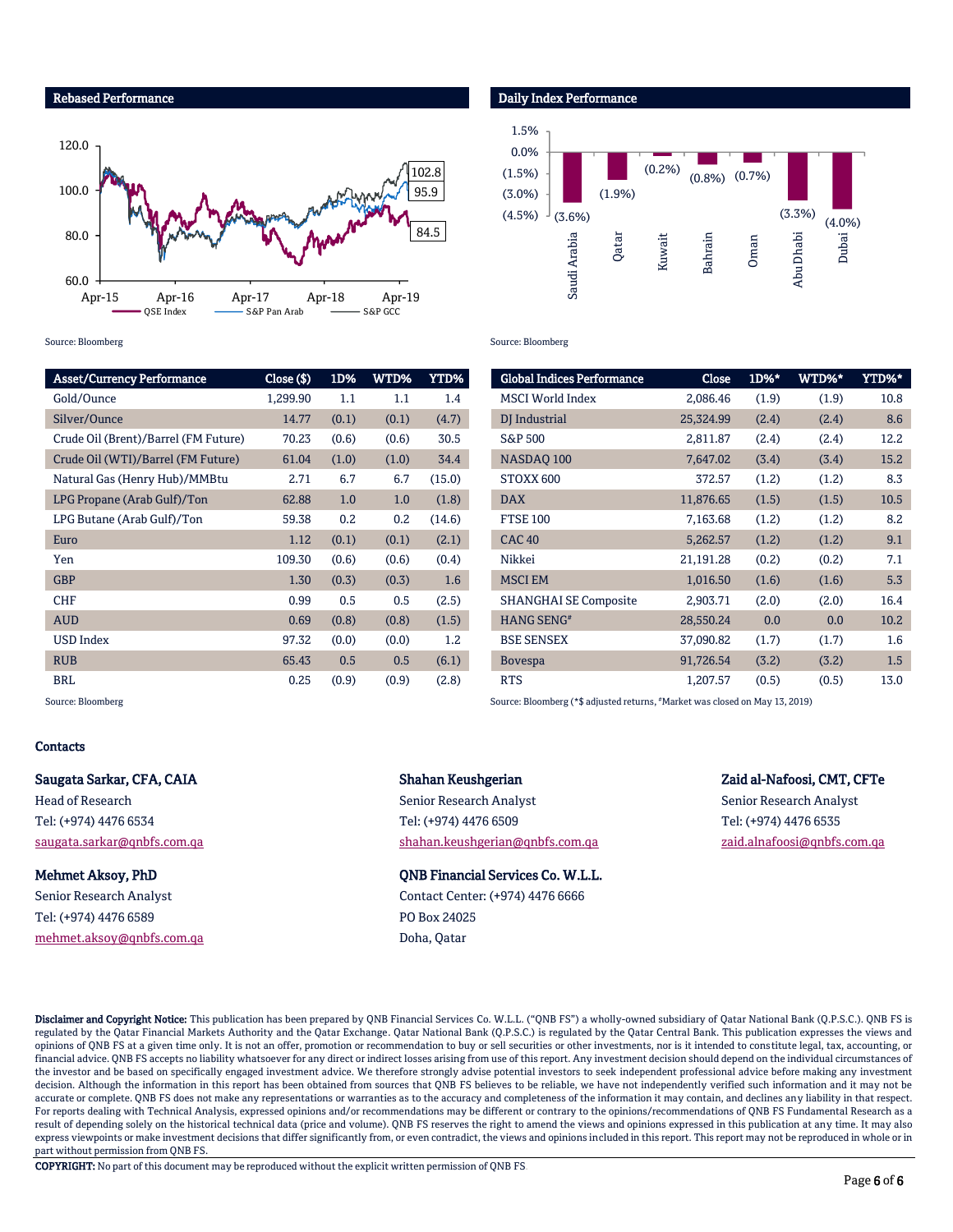### Rebased Performance

120.0
100.0
80.0
60.0
Apr-15
Apr-16
Apr-17
Apr-18
Apr-19
102.8
95.9
84.5
QSE Index
S&P Pan Arab
S&P GCC

Source: Bloomberg

### Daily Index Performance

1.5%
0.0%
(1.5%)
(3.0%)
(4.5%)
(3.6%)
(1.9%)
(0.2%)
(0.8%)
(0.7%)
(3.3%)
(4.0%)
Saudi Arabia
Qatar
Kuwait
Bahrain
Oman
Abu Dhabi
Dubai

Source: Bloomberg

| Asset/Currency Performance | Close ($) | 1D% | WTD% | YTD% |
|---|---|---|---|---|
| Gold/Ounce | 1,299.90 | 1.1 | 1.1 | 1.4 |
| Silver/Ounce | 14.77 | (0.1) | (0.1) | (4.7) |
| Crude Oil (Brent)/Barrel (FM Future) | 70.23 | (0.6) | (0.6) | 30.5 |
| Crude Oil (WTI)/Barrel (FM Future) | 61.04 | (1.0) | (1.0) | 34.4 |
| Natural Gas (Henry Hub)/MMBtu | 2.71 | 6.7 | 6.7 | (15.0) |
| LPG Propane (Arab Gulf)/Ton | 62.88 | 1.0 | 1.0 | (1.8) |
| LPG Butane (Arab Gulf)/Ton | 59.38 | 0.2 | 0.2 | (14.6) |
| Euro | 1.12 | (0.1) | (0.1) | (2.1) |
| Yen | 109.30 | (0.6) | (0.6) | (0.4) |
| GBP | 1.30 | (0.3) | (0.3) | 1.6 |
| CHF | 0.99 | 0.5 | 0.5 | (2.5) |
| AUD | 0.69 | (0.8) | (0.8) | (1.5) |
| USD Index | 97.32 | (0.0) | (0.0) | 1.2 |
| RUB | 65.43 | 0.5 | 0.5 | (6.1) |
| BRL | 0.25 | (0.9) | (0.9) | (2.8) |

Source: Bloomberg

| Global Indices Performance | Close | 1D%* | WTD%* | YTD%* |
|---|---|---|---|---|
| MSCI World Index | 2,086.46 | (1.9) | (1.9) | 10.8 |
| DJ Industrial | 25,324.99 | (2.4) | (2.4) | 8.6 |
| S&P 500 | 2,811.87 | (2.4) | (2.4) | 12.2 |
| NASDAQ 100 | 7,647.02 | (3.4) | (3.4) | 15.2 |
| STOXX 600 | 372.57 | (1.2) | (1.2) | 8.3 |
| DAX | 11,876.65 | (1.5) | (1.5) | 10.5 |
| FTSE 100 | 7,163.68 | (1.2) | (1.2) | 8.2 |
| CAC 40 | 5,262.57 | (1.2) | (1.2) | 9.1 |
| Nikkei | 21,191.28 | (0.2) | (0.2) | 7.1 |
| MSCI EM | 1,016.50 | (1.6) | (1.6) | 5.3 |
| SHANGHAI SE Composite | 2,903.71 | (2.0) | (2.0) | 16.4 |
| HANG SENG# | 28,550.24 | 0.0 | 0.0 | 10.2 |
| BSE SENSEX | 37,090.82 | (1.7) | (1.7) | 1.6 |
| Bovespa | 91,726.54 | (3.2) | (3.2) | 1.5 |
| RTS | 1,207.57 | (0.5) | (0.5) | 13.0 |

Source: Bloomberg (*$ adjusted returns, #Market was closed on May 13, 2019)

## Contacts

**Saugata Sarkar, CFA, CAIA**
Head of Research
Tel: (+974) 4476 6534
saugata.sarkar@qnbfs.com.qa

**Shahan Keushgerian**
Senior Research Analyst
Tel: (+974) 4476 6509
shahan.keushgerian@qnbfs.com.qa

**Zaid al-Nafoosi, CMT, CFTe**
Senior Research Analyst
Tel: (+974) 4476 6535
zaid.alnafoosi@qnbfs.com.qa

**Mehmet Aksoy, PhD**
Senior Research Analyst
Tel: (+974) 4476 6589
mehmet.aksoy@qnbfs.com.qa

**QNB Financial Services Co. W.L.L.**
Contact Center: (+974) 4476 6666
PO Box 24025
Doha, Qatar

**Disclaimer and Copyright Notice:** This publication has been prepared by QNB Financial Services Co. W.L.L. ("QNB FS") a wholly-owned subsidiary of Qatar National Bank (Q.P.S.C.). QNB FS is regulated by the Qatar Financial Markets Authority and the Qatar Exchange. Qatar National Bank (Q.P.S.C.) is regulated by the Qatar Central Bank. This publication expresses the views and opinions of QNB FS at a given time only. It is not an offer, promotion or recommendation to buy or sell securities or other investments, nor is it intended to constitute legal, tax, accounting, or financial advice. QNB FS accepts no liability whatsoever for any direct or indirect losses arising from use of this report. Any investment decision should depend on the individual circumstances of the investor and be based on specifically engaged investment advice. We therefore strongly advise potential investors to seek independent professional advice before making any investment decision. Although the information in this report has been obtained from sources that QNB FS believes to be reliable, we have not independently verified such information and it may not be accurate or complete. QNB FS does not make any representations or warranties as to the accuracy and completeness of the information it may contain, and declines any liability in that respect. For reports dealing with Technical Analysis, expressed opinions and/or recommendations may be different or contrary to the opinions/recommendations of QNB FS Fundamental Research as a result of depending solely on the historical technical data (price and volume). QNB FS reserves the right to amend the views and opinions expressed in this publication at any time. It may also express viewpoints or make investment decisions that differ significantly from, or even contradict, the views and opinions included in this report. This report may not be reproduced in whole or in part without permission from QNB FS.

**COPYRIGHT:** No part of this document may be reproduced without the explicit written permission of QNB FS